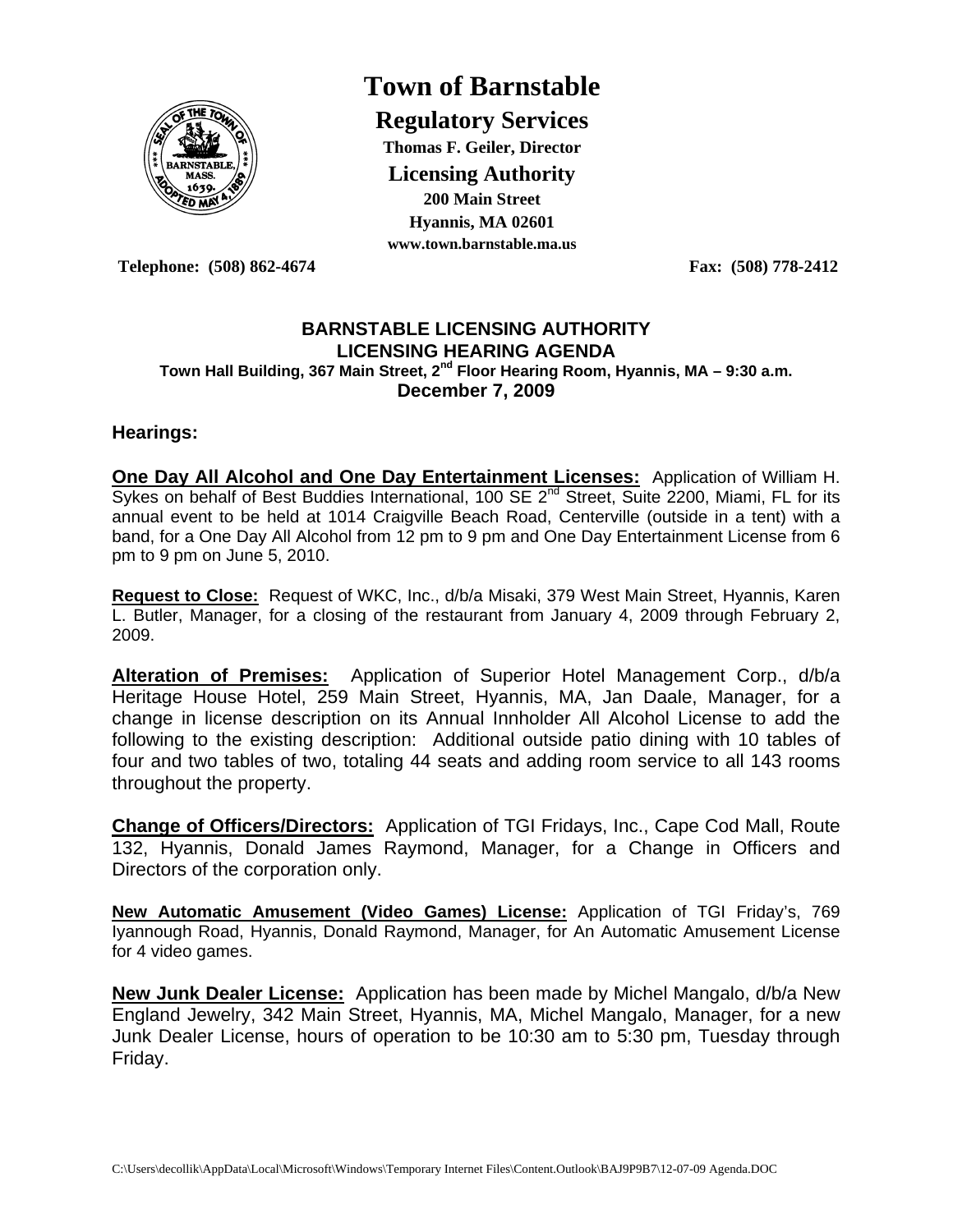# Town of Barnstable

## Regulatory Services

**Thomas F. Geiler, Director**

## Licensing Authority

**200 Main Street**
**Hyannis, MA 02601**
**www.town.barnstable.ma.us**

**Telephone: (508) 862-4674** **Fax: (508) 778-2412**

## BARNSTABLE LICENSING AUTHORITY
## LICENSING HEARING AGENDA

**Town Hall Building, 367 Main Street, 2nd Floor Hearing Room, Hyannis, MA – 9:30 a.m.**
**December 7, 2009**

### Hearings:

**One Day All Alcohol and One Day Entertainment Licenses:** Application of William H. Sykes on behalf of Best Buddies International, 100 SE 2nd Street, Suite 2200, Miami, FL for its annual event to be held at 1014 Craigville Beach Road, Centerville (outside in a tent) with a band, for a One Day All Alcohol from 12 pm to 9 pm and One Day Entertainment License from 6 pm to 9 pm on June 5, 2010.

**Request to Close:** Request of WKC, Inc., d/b/a Misaki, 379 West Main Street, Hyannis, Karen L. Butler, Manager, for a closing of the restaurant from January 4, 2009 through February 2, 2009.

**Alteration of Premises:** Application of Superior Hotel Management Corp., d/b/a Heritage House Hotel, 259 Main Street, Hyannis, MA, Jan Daale, Manager, for a change in license description on its Annual Innholder All Alcohol License to add the following to the existing description: Additional outside patio dining with 10 tables of four and two tables of two, totaling 44 seats and adding room service to all 143 rooms throughout the property.

**Change of Officers/Directors:** Application of TGI Fridays, Inc., Cape Cod Mall, Route 132, Hyannis, Donald James Raymond, Manager, for a Change in Officers and Directors of the corporation only.

**New Automatic Amusement (Video Games) License:** Application of TGI Friday's, 769 Iyannough Road, Hyannis, Donald Raymond, Manager, for An Automatic Amusement License for 4 video games.

**New Junk Dealer License:** Application has been made by Michel Mangalo, d/b/a New England Jewelry, 342 Main Street, Hyannis, MA, Michel Mangalo, Manager, for a new Junk Dealer License, hours of operation to be 10:30 am to 5:30 pm, Tuesday through Friday.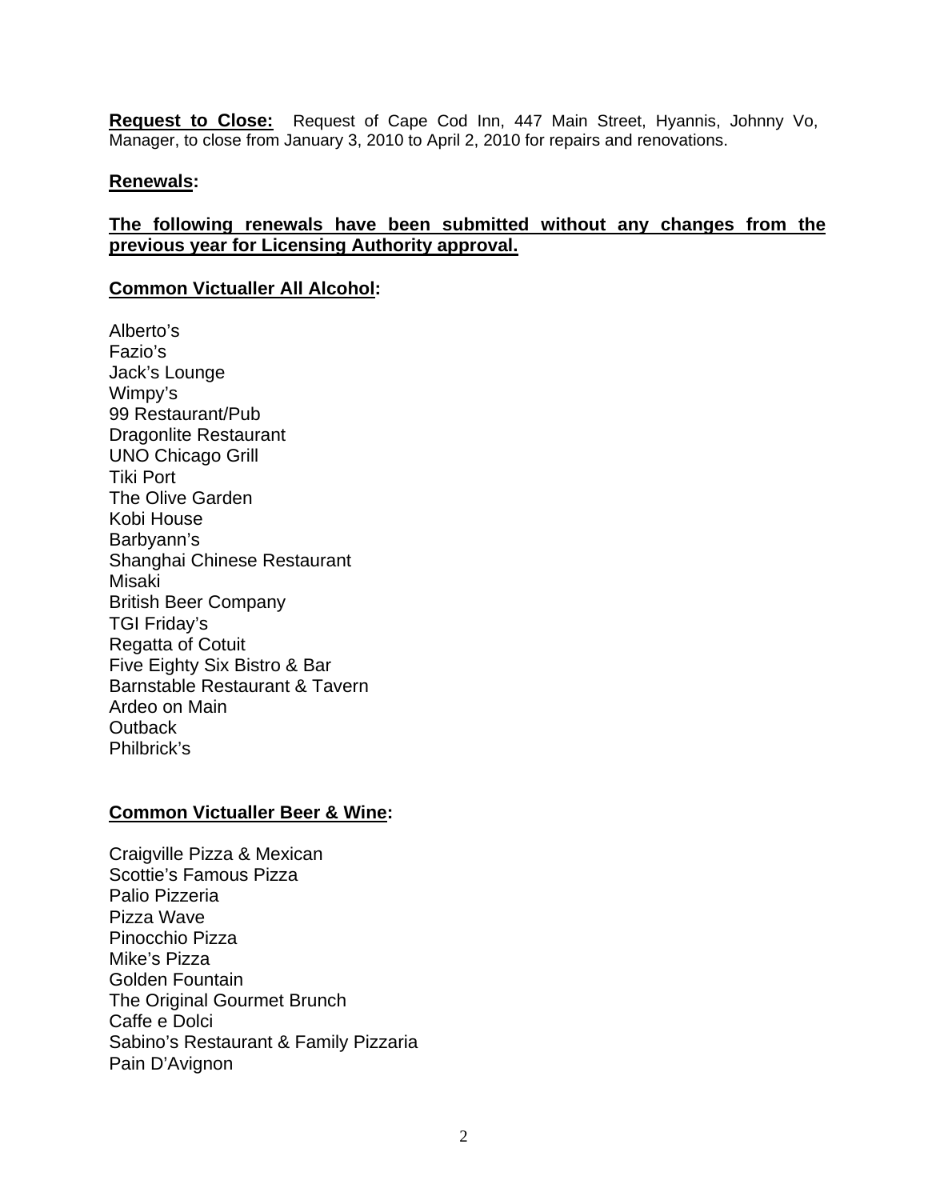**Request to Close:** Request of Cape Cod Inn, 447 Main Street, Hyannis, Johnny Vo, Manager, to close from January 3, 2010 to April 2, 2010 for repairs and renovations.

**Renewals:**

**The following renewals have been submitted without any changes from the previous year for Licensing Authority approval.**

**Common Victualler All Alcohol:**

Alberto's
Fazio's
Jack's Lounge
Wimpy's
99 Restaurant/Pub
Dragonlite Restaurant
UNO Chicago Grill
Tiki Port
The Olive Garden
Kobi House
Barbyann's
Shanghai Chinese Restaurant
Misaki
British Beer Company
TGI Friday's
Regatta of Cotuit
Five Eighty Six Bistro & Bar
Barnstable Restaurant & Tavern
Ardeo on Main
Outback
Philbrick's

**Common Victualler Beer & Wine:**

Craigville Pizza & Mexican
Scottie's Famous Pizza
Palio Pizzeria
Pizza Wave
Pinocchio Pizza
Mike's Pizza
Golden Fountain
The Original Gourmet Brunch
Caffe e Dolci
Sabino's Restaurant & Family Pizzaria
Pain D'Avignon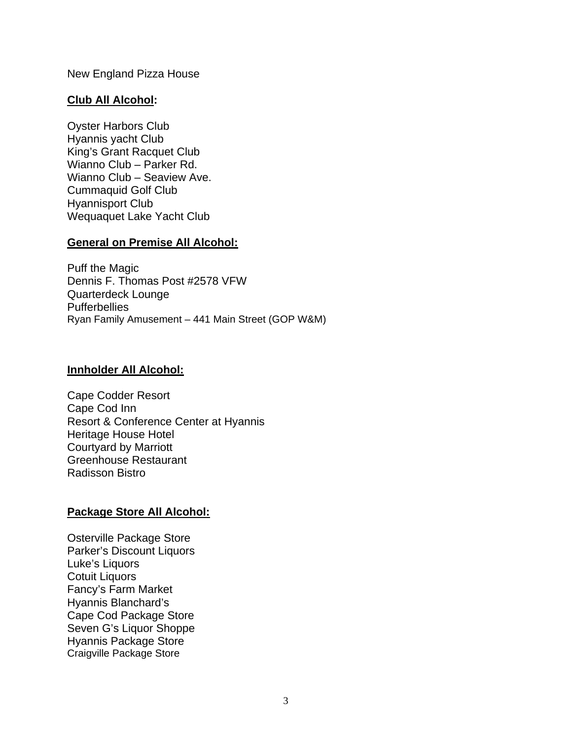New England Pizza House

**Club All Alcohol:**

Oyster Harbors Club
Hyannis yacht Club
King's Grant Racquet Club
Wianno Club – Parker Rd.
Wianno Club – Seaview Ave.
Cummaquid Golf Club
Hyannisport Club
Wequaquet Lake Yacht Club

**General on Premise All Alcohol:**

Puff the Magic
Dennis F. Thomas Post #2578 VFW
Quarterdeck Lounge
Pufferbellies
Ryan Family Amusement – 441 Main Street (GOP W&M)

**Innholder All Alcohol:**

Cape Codder Resort
Cape Cod Inn
Resort & Conference Center at Hyannis
Heritage House Hotel
Courtyard by Marriott
Greenhouse Restaurant
Radisson Bistro

**Package Store All Alcohol:**

Osterville Package Store
Parker's Discount Liquors
Luke's Liquors
Cotuit Liquors
Fancy's Farm Market
Hyannis Blanchard's
Cape Cod Package Store
Seven G's Liquor Shoppe
Hyannis Package Store
Craigville Package Store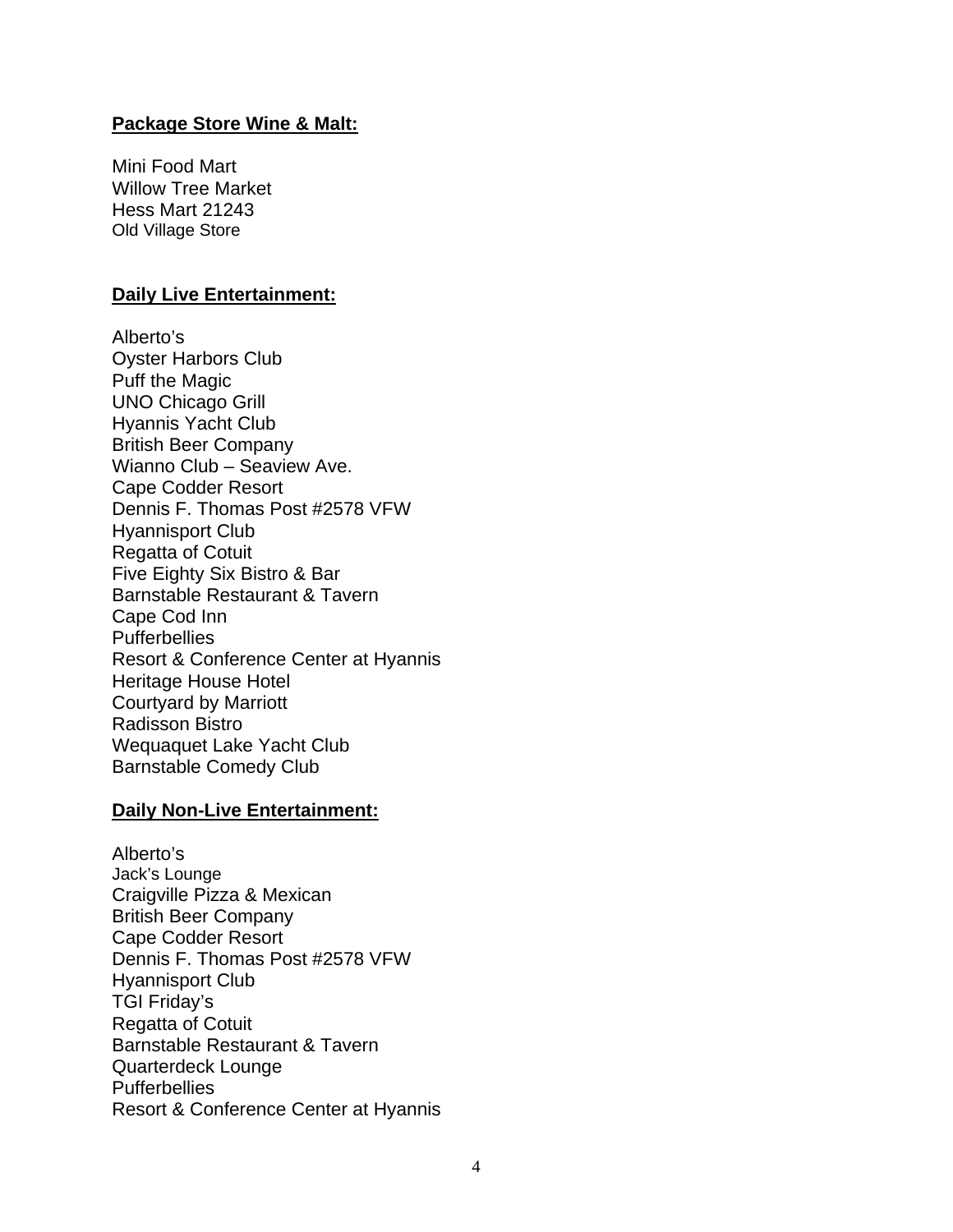**Package Store Wine & Malt:**

Mini Food Mart
Willow Tree Market
Hess Mart 21243
Old Village Store

**Daily Live Entertainment:**

Alberto's
Oyster Harbors Club
Puff the Magic
UNO Chicago Grill
Hyannis Yacht Club
British Beer Company
Wianno Club – Seaview Ave.
Cape Codder Resort
Dennis F. Thomas Post #2578 VFW
Hyannisport Club
Regatta of Cotuit
Five Eighty Six Bistro & Bar
Barnstable Restaurant & Tavern
Cape Cod Inn
Pufferbellies
Resort & Conference Center at Hyannis
Heritage House Hotel
Courtyard by Marriott
Radisson Bistro
Wequaquet Lake Yacht Club
Barnstable Comedy Club

**Daily Non-Live Entertainment:**

Alberto's
Jack's Lounge
Craigville Pizza & Mexican
British Beer Company
Cape Codder Resort
Dennis F. Thomas Post #2578 VFW
Hyannisport Club
TGI Friday's
Regatta of Cotuit
Barnstable Restaurant & Tavern
Quarterdeck Lounge
Pufferbellies
Resort & Conference Center at Hyannis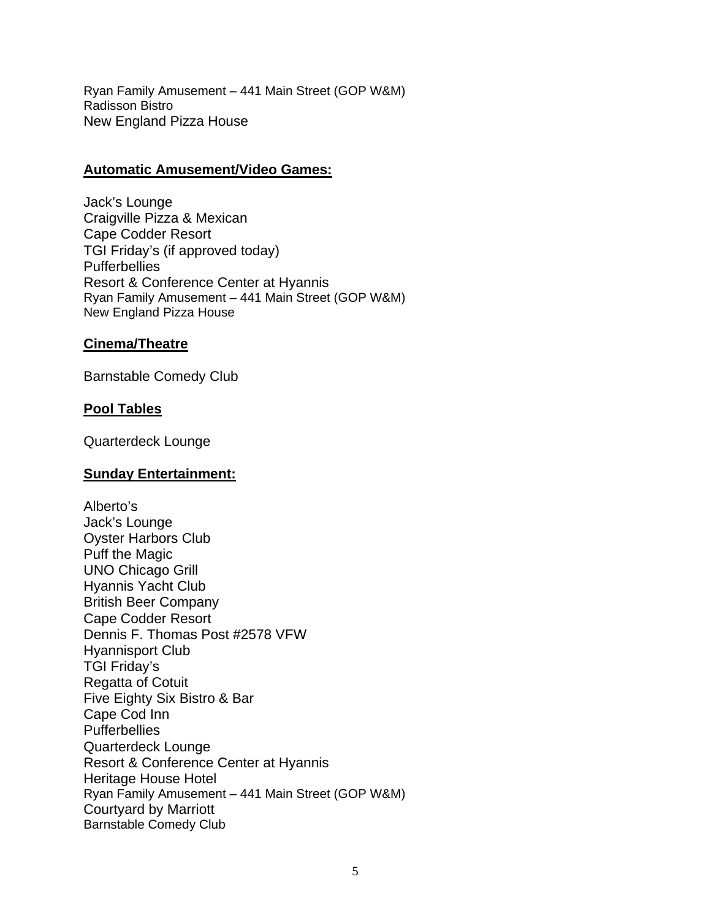Ryan Family Amusement – 441 Main Street (GOP W&M)
Radisson Bistro
New England Pizza House

**Automatic Amusement/Video Games:**

Jack's Lounge
Craigville Pizza & Mexican
Cape Codder Resort
TGI Friday's (if approved today)
Pufferbellies
Resort & Conference Center at Hyannis
Ryan Family Amusement – 441 Main Street (GOP W&M)
New England Pizza House

**Cinema/Theatre**

Barnstable Comedy Club

**Pool Tables**

Quarterdeck Lounge

**Sunday Entertainment:**

Alberto's
Jack's Lounge
Oyster Harbors Club
Puff the Magic
UNO Chicago Grill
Hyannis Yacht Club
British Beer Company
Cape Codder Resort
Dennis F. Thomas Post #2578 VFW
Hyannisport Club
TGI Friday's
Regatta of Cotuit
Five Eighty Six Bistro & Bar
Cape Cod Inn
Pufferbellies
Quarterdeck Lounge
Resort & Conference Center at Hyannis
Heritage House Hotel
Ryan Family Amusement – 441 Main Street (GOP W&M)
Courtyard by Marriott
Barnstable Comedy Club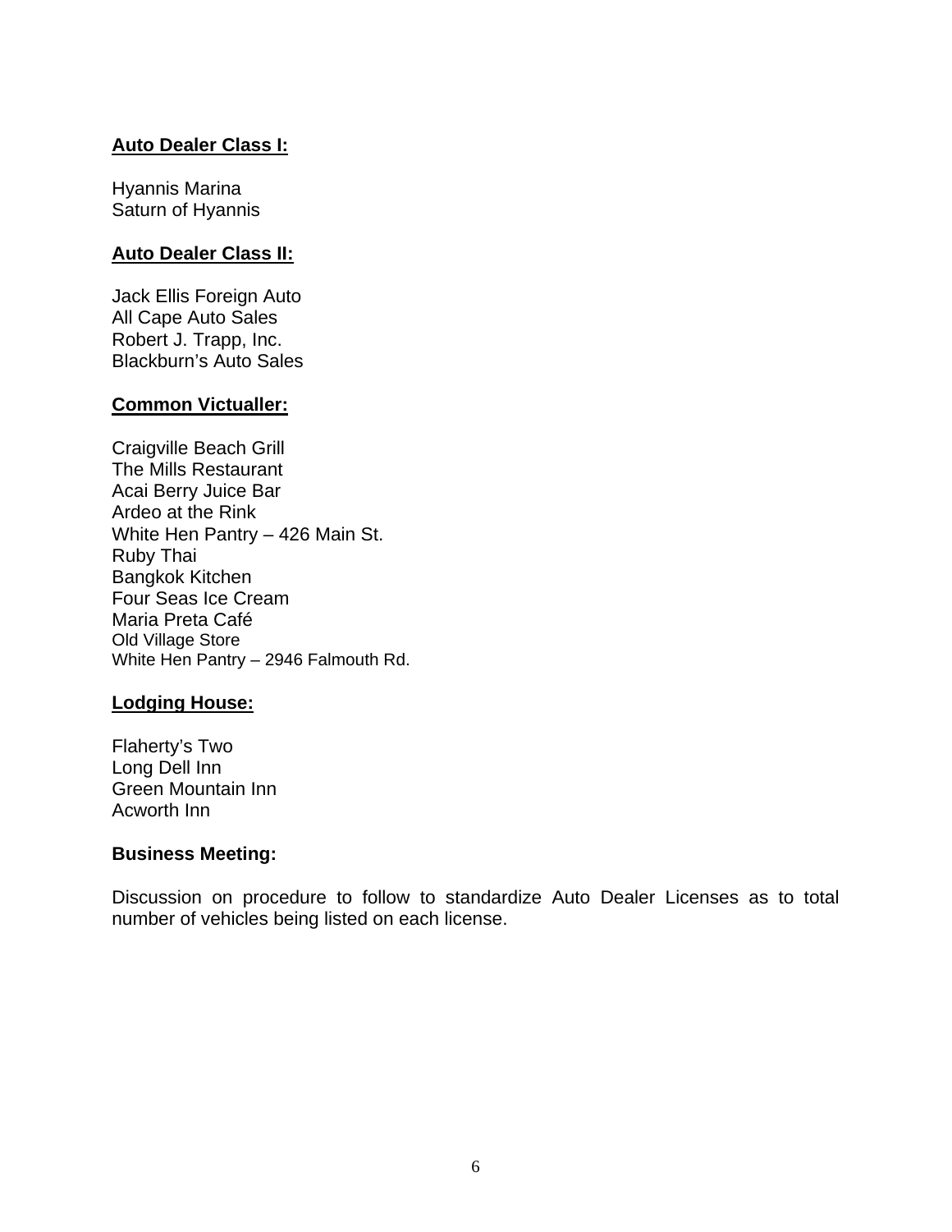**Auto Dealer Class I:**

Hyannis Marina
Saturn of Hyannis

**Auto Dealer Class II:**

Jack Ellis Foreign Auto
All Cape Auto Sales
Robert J. Trapp, Inc.
Blackburn's Auto Sales

**Common Victualler:**

Craigville Beach Grill
The Mills Restaurant
Acai Berry Juice Bar
Ardeo at the Rink
White Hen Pantry – 426 Main St.
Ruby Thai
Bangkok Kitchen
Four Seas Ice Cream
Maria Preta Café
Old Village Store
White Hen Pantry – 2946 Falmouth Rd.

**Lodging House:**

Flaherty's Two
Long Dell Inn
Green Mountain Inn
Acworth Inn

**Business Meeting:**

Discussion on procedure to follow to standardize Auto Dealer Licenses as to total number of vehicles being listed on each license.